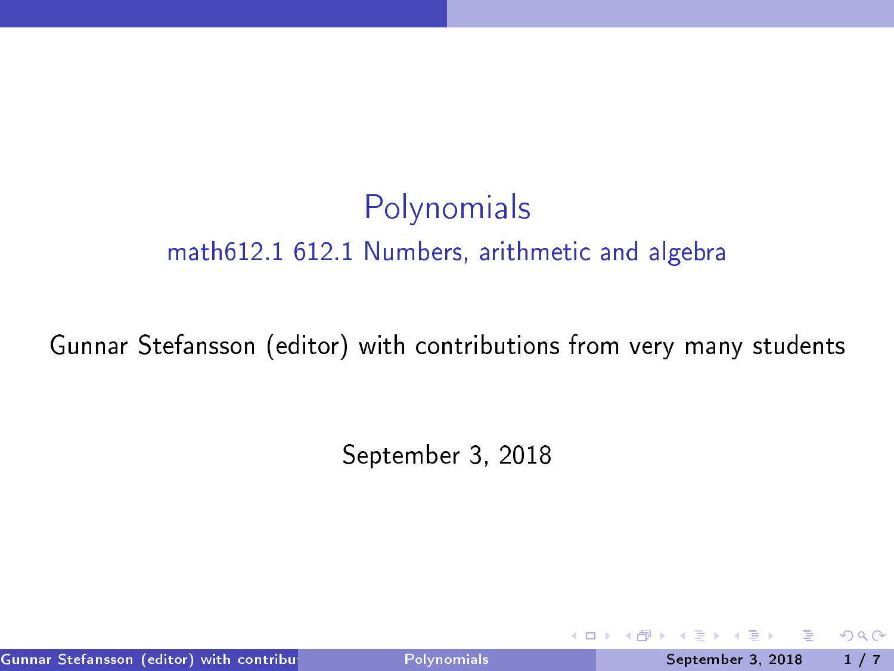# Polynomials

## math612.1 612.1 Numbers, arithmetic and algebra

Gunnar Stefansson (editor) with contributions from very many students

September 3, 2018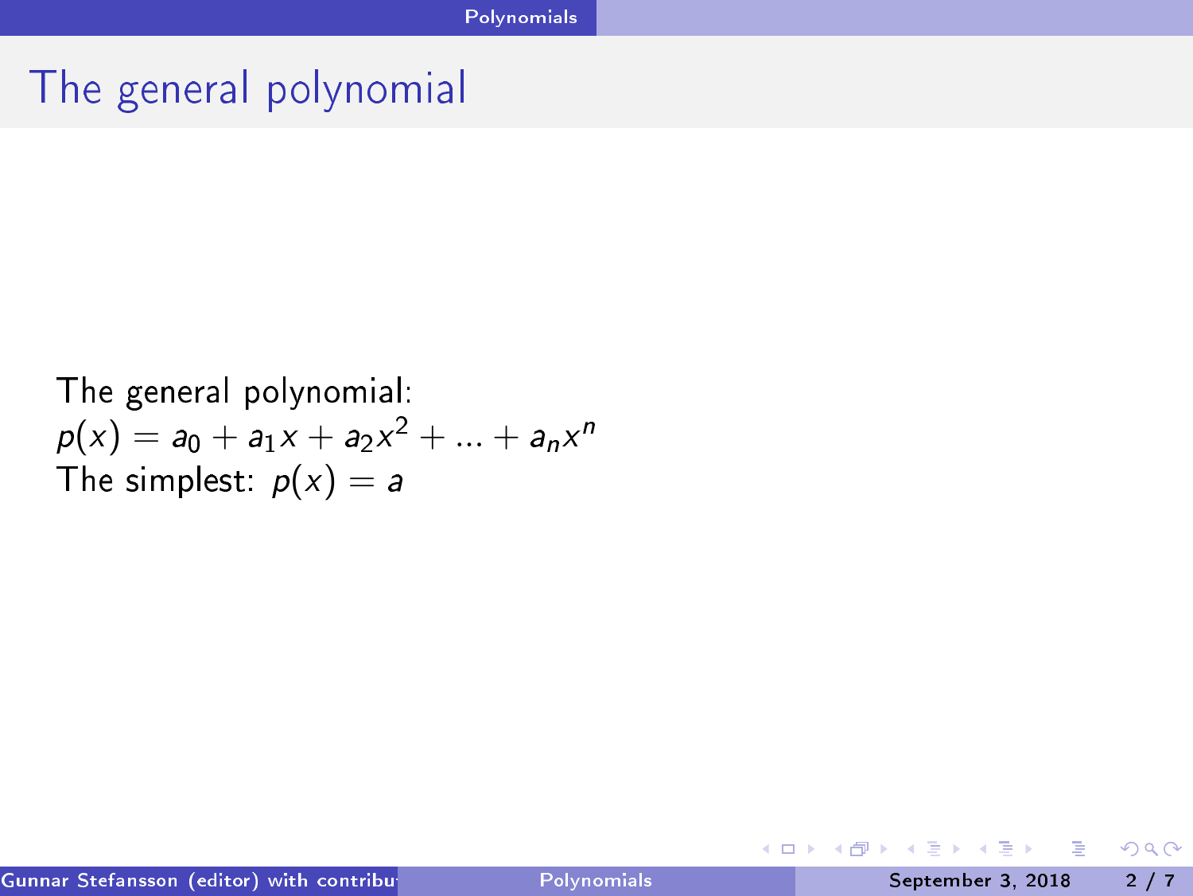# The general polynomial

The general polynomial:
$p(x) = a_0 + a_1 x + a_2 x^2 + ... + a_n x^n$
The simplest: $p(x) = a$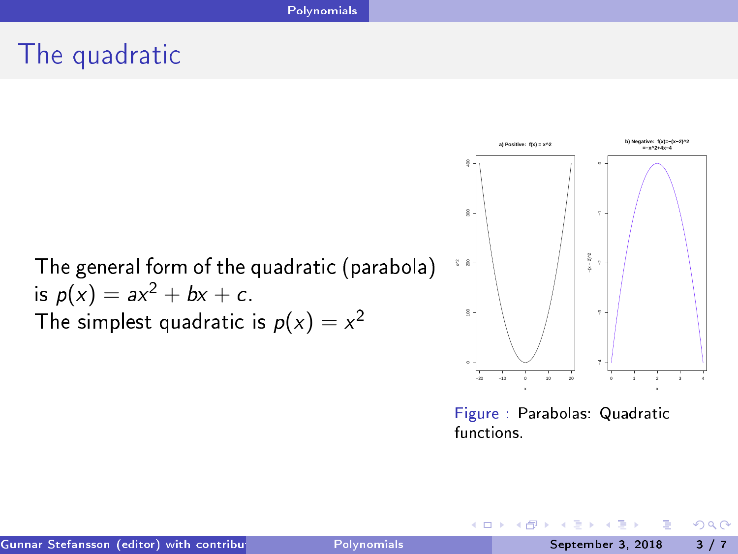# The quadratic

The general form of the quadratic (parabola) is $p(x) = ax^2 + bx + c$.
The simplest quadratic is $p(x) = x^2$

Figure : Parabolas: Quadratic functions.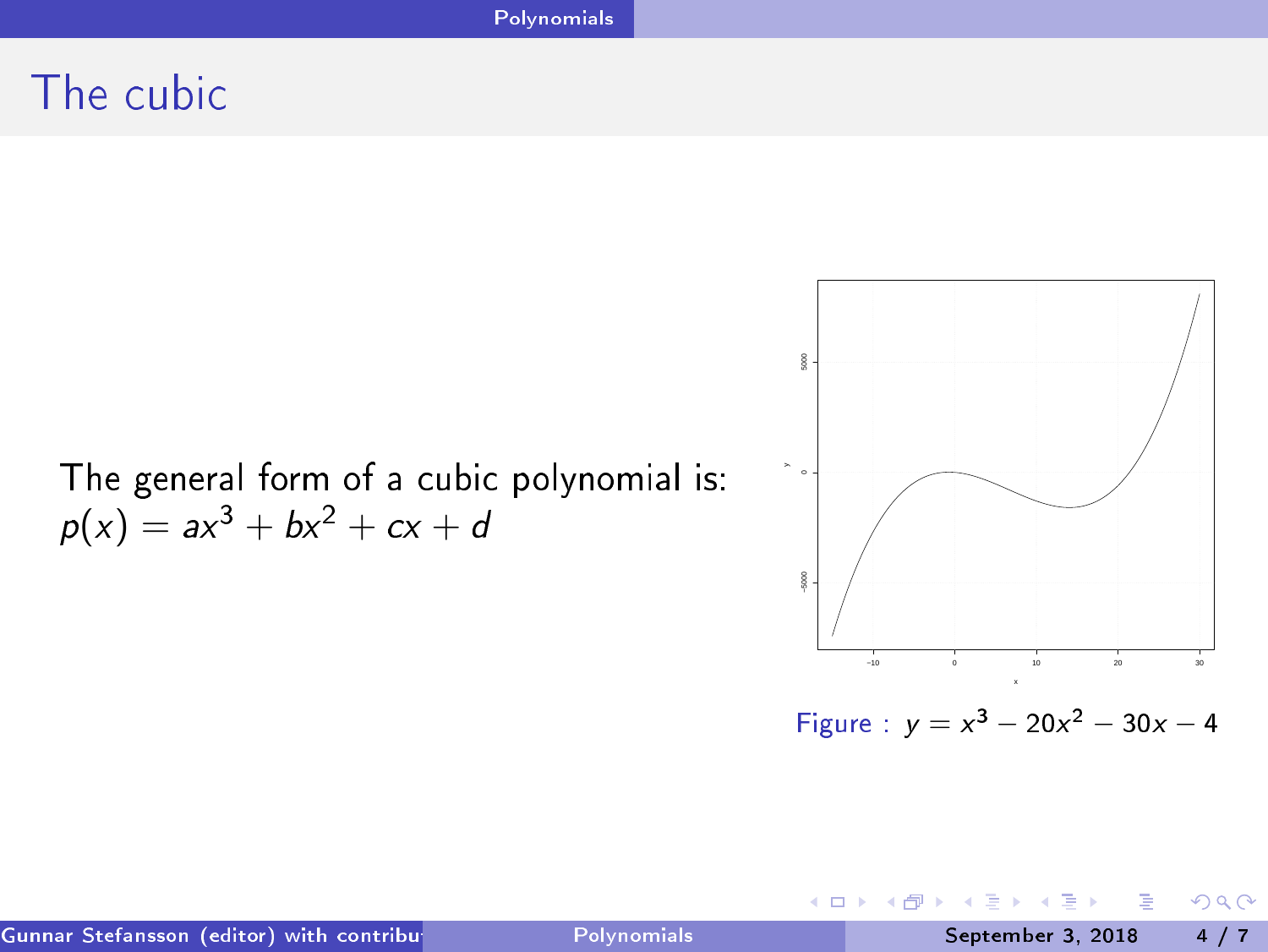# The cubic

The general form of a cubic polynomial is:
$p(x) = ax^3 + bx^2 + cx + d$

Figure : $y = x^3 - 20x^2 - 30x - 4$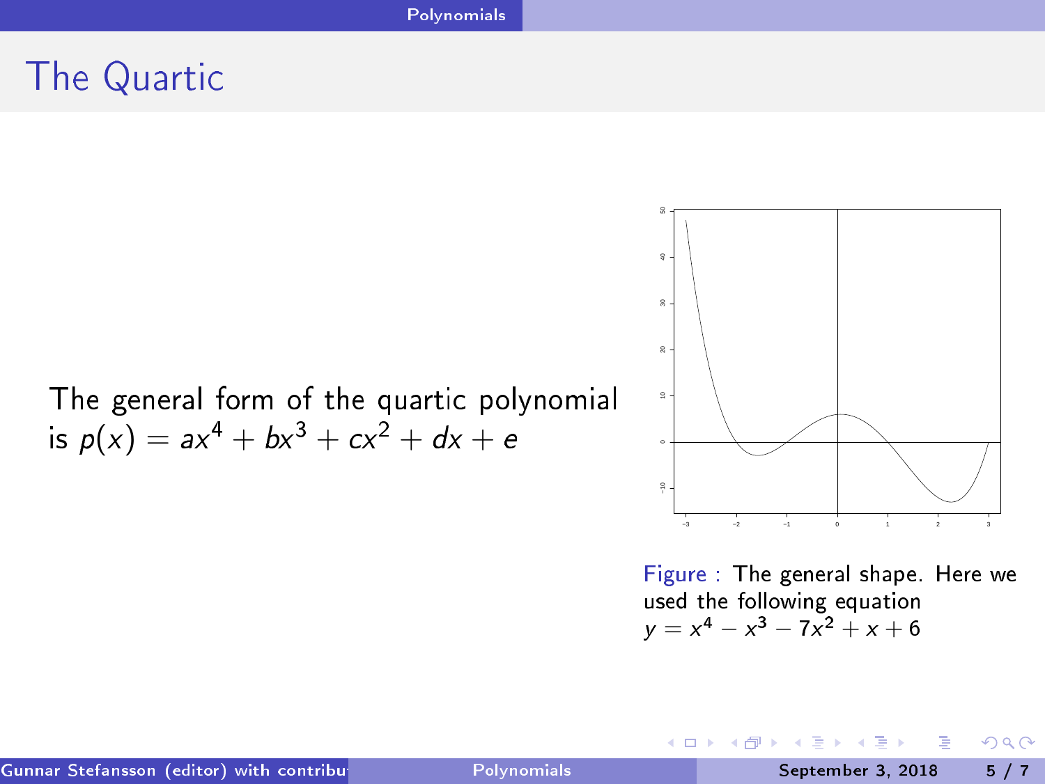# The Quartic

The general form of the quartic polynomial is $p(x) = ax^4 + bx^3 + cx^2 + dx + e$

Figure : The general shape. Here we used the following equation $y = x^4 - x^3 - 7x^2 + x + 6$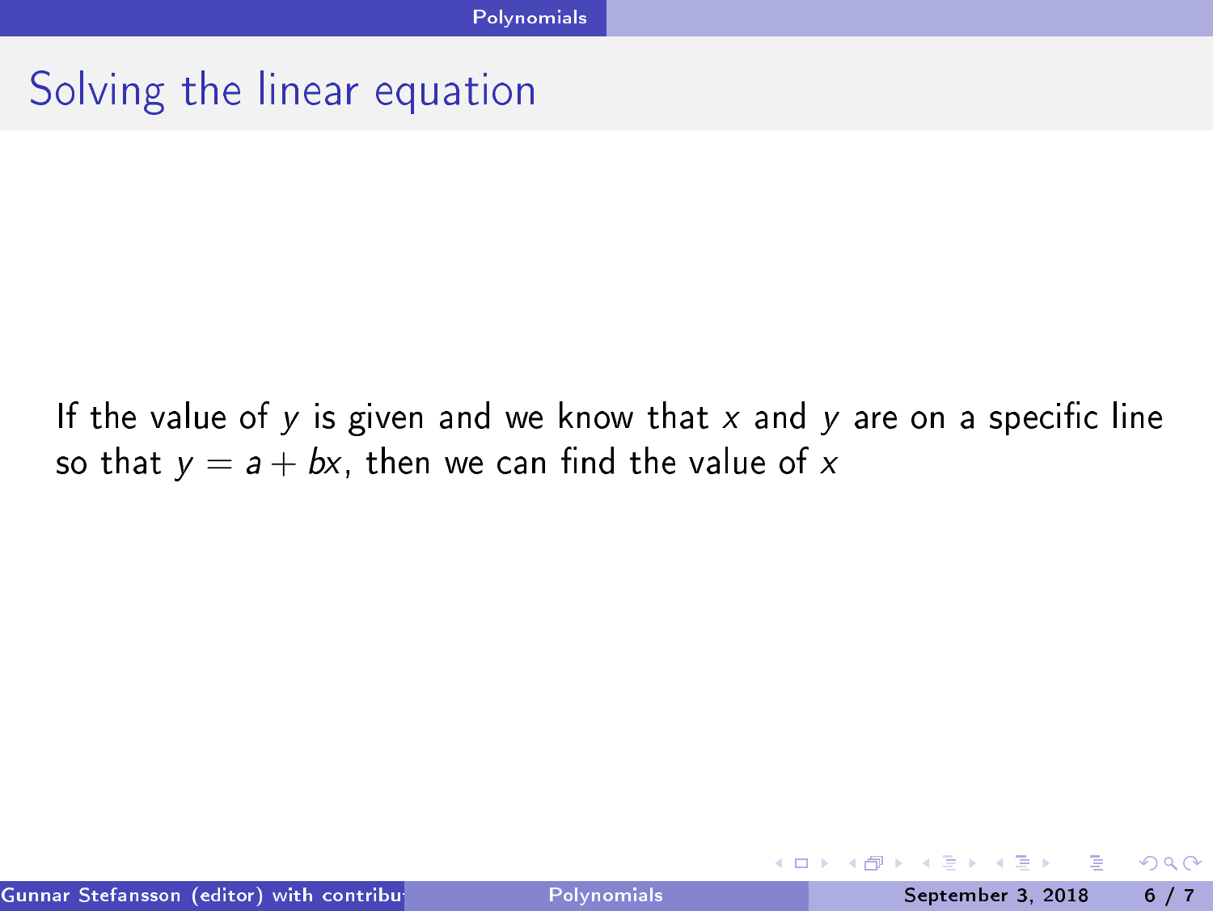## Solving the linear equation

If the value of $y$ is given and we know that $x$ and $y$ are on a specific line so that $y = a + bx$, then we can find the value of $x$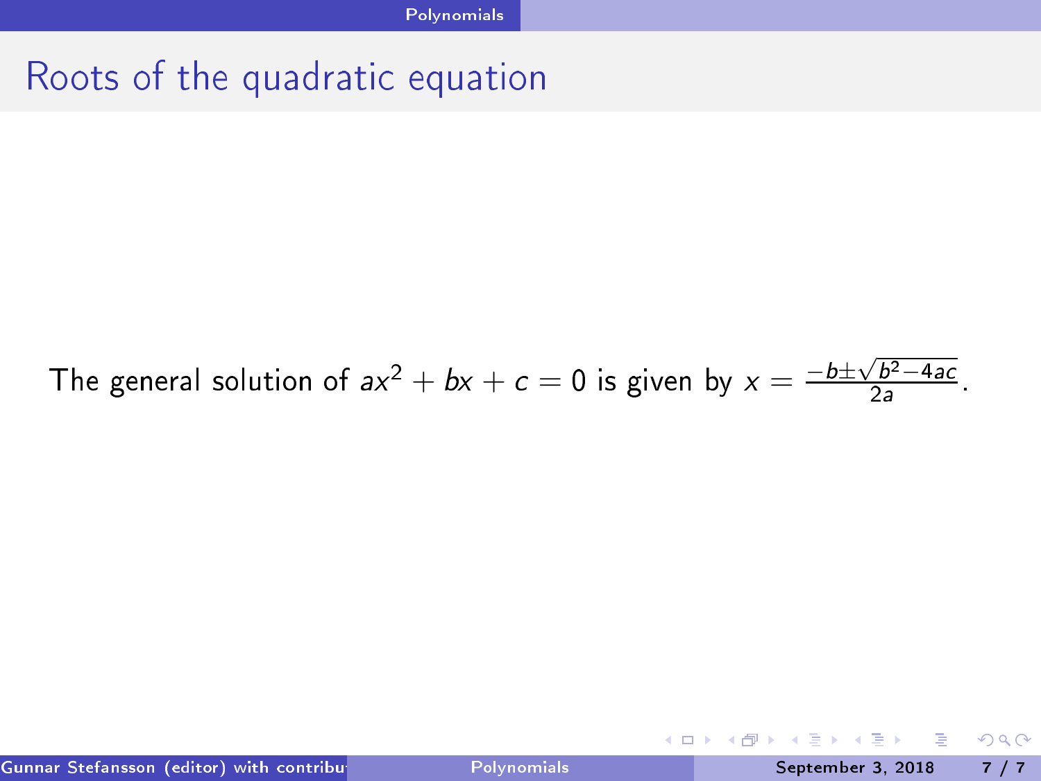# Roots of the quadratic equation

The general solution of $ax^2 + bx + c = 0$ is given by $x = \frac{-b \pm \sqrt{b^2 - 4ac}}{2a}$.